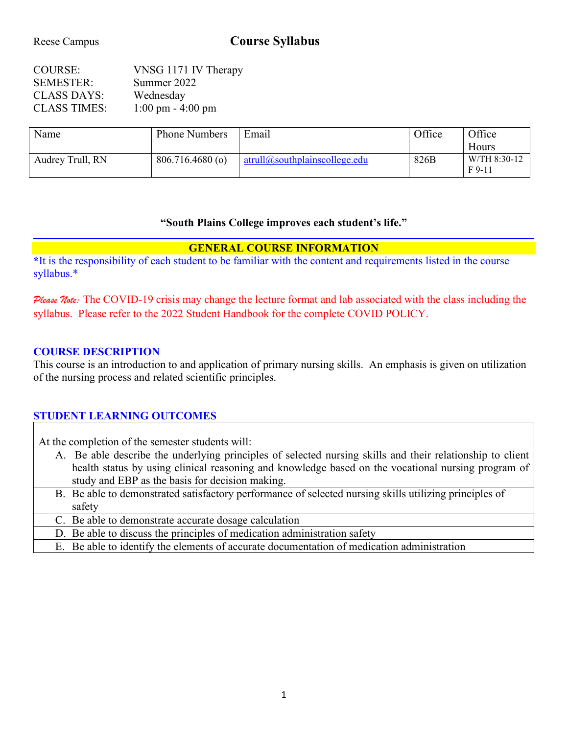Reese Campus

# Course Syllabus

COURSE: VNSG 1171 IV Therapy
SEMESTER: Summer 2022
CLASS DAYS: Wednesday
CLASS TIMES: 1:00 pm - 4:00 pm

| Name | Phone Numbers | Email | Office | Office Hours |
|---|---|---|---|---|
| Audrey Trull, RN | 806.716.4680 (o) | atrull@southplainscollege.edu | 826B | W/TH 8:30-12 F 9-11 |

**"South Plains College improves each student's life."**

## GENERAL COURSE INFORMATION

*It is the responsibility of each student to be familiar with the content and requirements listed in the course syllabus.*

*Please Note:* The COVID-19 crisis may change the lecture format and lab associated with the class including the syllabus. Please refer to the 2022 Student Handbook for the complete COVID POLICY.

### COURSE DESCRIPTION

This course is an introduction to and application of primary nursing skills. An emphasis is given on utilization of the nursing process and related scientific principles.

### STUDENT LEARNING OUTCOMES

At the completion of the semester students will:

A. Be able describe the underlying principles of selected nursing skills and their relationship to client health status by using clinical reasoning and knowledge based on the vocational nursing program of study and EBP as the basis for decision making.

B. Be able to demonstrated satisfactory performance of selected nursing skills utilizing principles of safety

C. Be able to demonstrate accurate dosage calculation

D. Be able to discuss the principles of medication administration safety

E. Be able to identify the elements of accurate documentation of medication administration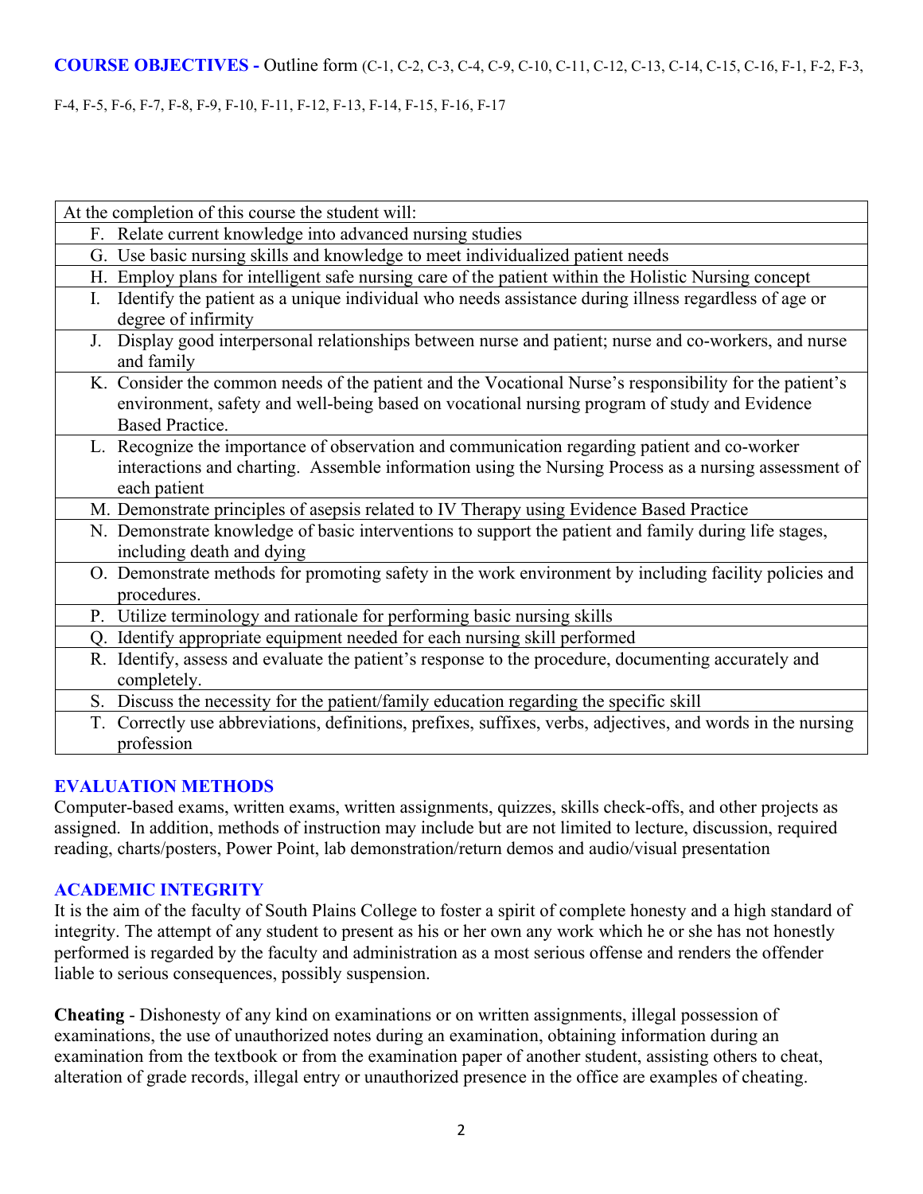**COURSE OBJECTIVES -** Outline form (C-1, C-2, C-3, C-4, C-9, C-10, C-11, C-12, C-13, C-14, C-15, C-16, F-1, F-2, F-3, F-4, F-5, F-6, F-7, F-8, F-9, F-10, F-11, F-12, F-13, F-14, F-15, F-16, F-17

| At the completion of this course the student will: |
|---|
| F. Relate current knowledge into advanced nursing studies |
| G. Use basic nursing skills and knowledge to meet individualized patient needs |
| H. Employ plans for intelligent safe nursing care of the patient within the Holistic Nursing concept |
| I. Identify the patient as a unique individual who needs assistance during illness regardless of age or degree of infirmity |
| J. Display good interpersonal relationships between nurse and patient; nurse and co-workers, and nurse and family |
| K. Consider the common needs of the patient and the Vocational Nurse's responsibility for the patient's environment, safety and well-being based on vocational nursing program of study and Evidence Based Practice. |
| L. Recognize the importance of observation and communication regarding patient and co-worker interactions and charting. Assemble information using the Nursing Process as a nursing assessment of each patient |
| M. Demonstrate principles of asepsis related to IV Therapy using Evidence Based Practice |
| N. Demonstrate knowledge of basic interventions to support the patient and family during life stages, including death and dying |
| O. Demonstrate methods for promoting safety in the work environment by including facility policies and procedures. |
| P. Utilize terminology and rationale for performing basic nursing skills |
| Q. Identify appropriate equipment needed for each nursing skill performed |
| R. Identify, assess and evaluate the patient's response to the procedure, documenting accurately and completely. |
| S. Discuss the necessity for the patient/family education regarding the specific skill |
| T. Correctly use abbreviations, definitions, prefixes, suffixes, verbs, adjectives, and words in the nursing profession |

## EVALUATION METHODS

Computer-based exams, written exams, written assignments, quizzes, skills check-offs, and other projects as assigned. In addition, methods of instruction may include but are not limited to lecture, discussion, required reading, charts/posters, Power Point, lab demonstration/return demos and audio/visual presentation

## ACADEMIC INTEGRITY

It is the aim of the faculty of South Plains College to foster a spirit of complete honesty and a high standard of integrity. The attempt of any student to present as his or her own any work which he or she has not honestly performed is regarded by the faculty and administration as a most serious offense and renders the offender liable to serious consequences, possibly suspension.

**Cheating** - Dishonesty of any kind on examinations or on written assignments, illegal possession of examinations, the use of unauthorized notes during an examination, obtaining information during an examination from the textbook or from the examination paper of another student, assisting others to cheat, alteration of grade records, illegal entry or unauthorized presence in the office are examples of cheating.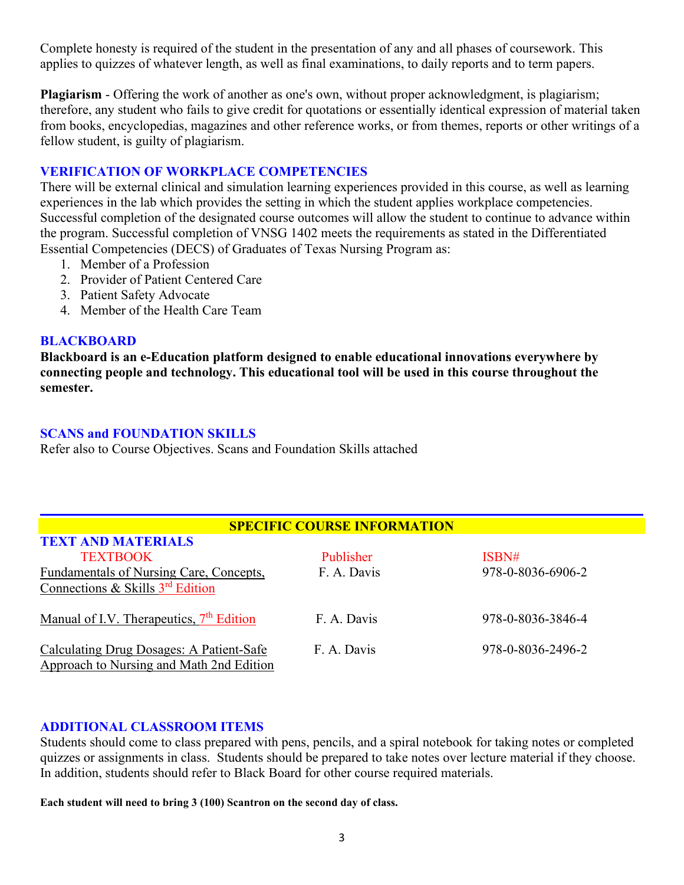Complete honesty is required of the student in the presentation of any and all phases of coursework. This applies to quizzes of whatever length, as well as final examinations, to daily reports and to term papers.

**Plagiarism** - Offering the work of another as one's own, without proper acknowledgment, is plagiarism; therefore, any student who fails to give credit for quotations or essentially identical expression of material taken from books, encyclopedias, magazines and other reference works, or from themes, reports or other writings of a fellow student, is guilty of plagiarism.

### VERIFICATION OF WORKPLACE COMPETENCIES

There will be external clinical and simulation learning experiences provided in this course, as well as learning experiences in the lab which provides the setting in which the student applies workplace competencies. Successful completion of the designated course outcomes will allow the student to continue to advance within the program. Successful completion of VNSG 1402 meets the requirements as stated in the Differentiated Essential Competencies (DECS) of Graduates of Texas Nursing Program as:

1. Member of a Profession
2. Provider of Patient Centered Care
3. Patient Safety Advocate
4. Member of the Health Care Team

### BLACKBOARD

**Blackboard is an e-Education platform designed to enable educational innovations everywhere by connecting people and technology. This educational tool will be used in this course throughout the semester.**

### SCANS and FOUNDATION SKILLS

Refer also to Course Objectives. Scans and Foundation Skills attached

## SPECIFIC COURSE INFORMATION

### TEXT AND MATERIALS

| TEXTBOOK | Publisher | ISBN# |
|---|---|---|
| Fundamentals of Nursing Care, Concepts, Connections & Skills 3rd Edition | F. A. Davis | 978-0-8036-6906-2 |
| Manual of I.V. Therapeutics, 7th Edition | F. A. Davis | 978-0-8036-3846-4 |
| Calculating Drug Dosages: A Patient-Safe Approach to Nursing and Math 2nd Edition | F. A. Davis | 978-0-8036-2496-2 |

### ADDITIONAL CLASSROOM ITEMS

Students should come to class prepared with pens, pencils, and a spiral notebook for taking notes or completed quizzes or assignments in class. Students should be prepared to take notes over lecture material if they choose. In addition, students should refer to Black Board for other course required materials.

**Each student will need to bring 3 (100) Scantron on the second day of class.**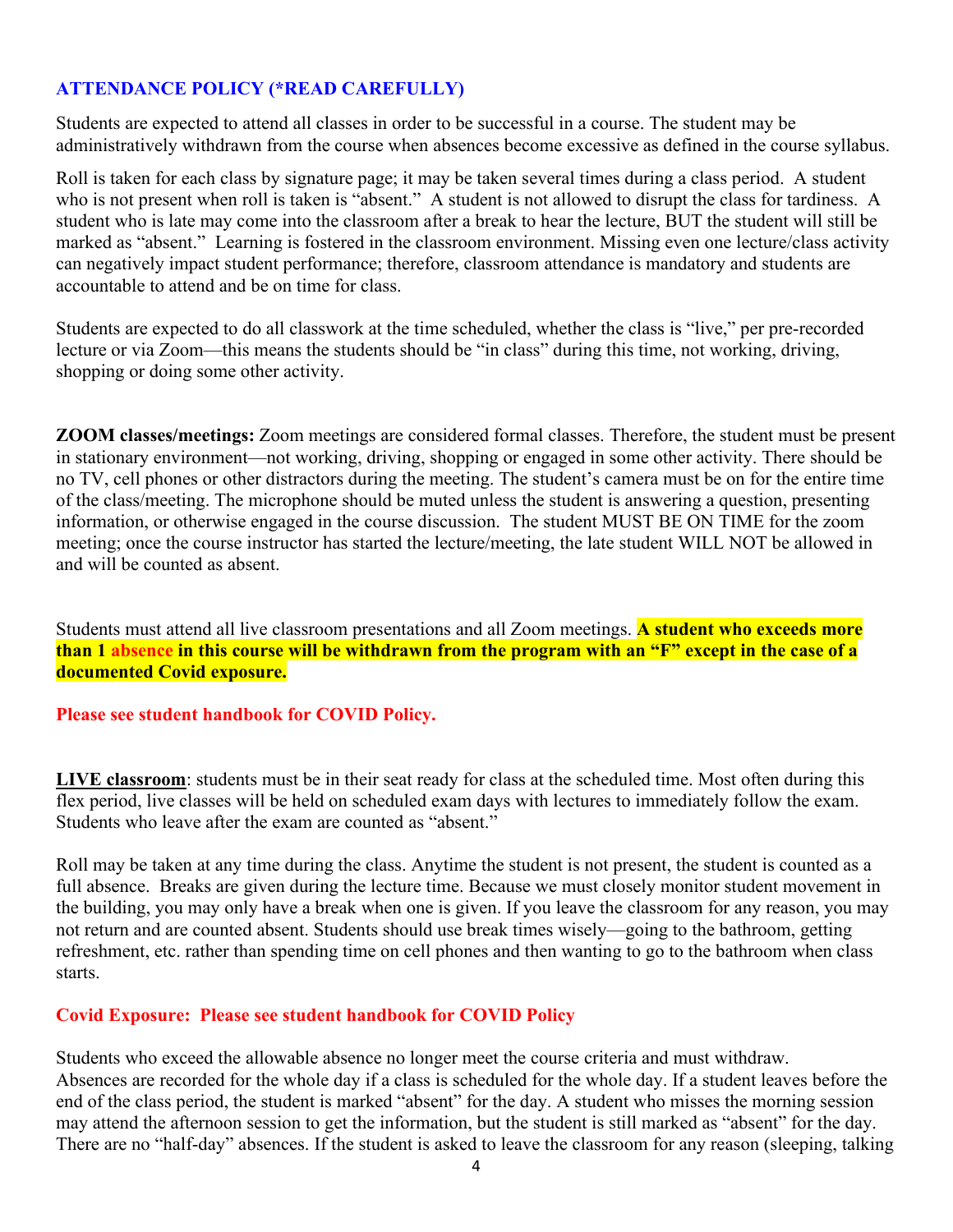## ATTENDANCE POLICY (*READ CAREFULLY)

Students are expected to attend all classes in order to be successful in a course. The student may be administratively withdrawn from the course when absences become excessive as defined in the course syllabus.

Roll is taken for each class by signature page; it may be taken several times during a class period. A student who is not present when roll is taken is "absent." A student is not allowed to disrupt the class for tardiness. A student who is late may come into the classroom after a break to hear the lecture, BUT the student will still be marked as "absent." Learning is fostered in the classroom environment. Missing even one lecture/class activity can negatively impact student performance; therefore, classroom attendance is mandatory and students are accountable to attend and be on time for class.

Students are expected to do all classwork at the time scheduled, whether the class is "live," per pre-recorded lecture or via Zoom—this means the students should be "in class" during this time, not working, driving, shopping or doing some other activity.

**ZOOM classes/meetings:** Zoom meetings are considered formal classes. Therefore, the student must be present in stationary environment—not working, driving, shopping or engaged in some other activity. There should be no TV, cell phones or other distractors during the meeting. The student's camera must be on for the entire time of the class/meeting. The microphone should be muted unless the student is answering a question, presenting information, or otherwise engaged in the course discussion. The student MUST BE ON TIME for the zoom meeting; once the course instructor has started the lecture/meeting, the late student WILL NOT be allowed in and will be counted as absent.

Students must attend all live classroom presentations and all Zoom meetings. **A student who exceeds more than 1 absence in this course will be withdrawn from the program with an "F" except in the case of a documented Covid exposure.**

**Please see student handbook for COVID Policy.**

**LIVE classroom**: students must be in their seat ready for class at the scheduled time. Most often during this flex period, live classes will be held on scheduled exam days with lectures to immediately follow the exam. Students who leave after the exam are counted as "absent."

Roll may be taken at any time during the class. Anytime the student is not present, the student is counted as a full absence. Breaks are given during the lecture time. Because we must closely monitor student movement in the building, you may only have a break when one is given. If you leave the classroom for any reason, you may not return and are counted absent. Students should use break times wisely—going to the bathroom, getting refreshment, etc. rather than spending time on cell phones and then wanting to go to the bathroom when class starts.

**Covid Exposure: Please see student handbook for COVID Policy**

Students who exceed the allowable absence no longer meet the course criteria and must withdraw.
Absences are recorded for the whole day if a class is scheduled for the whole day. If a student leaves before the end of the class period, the student is marked "absent" for the day. A student who misses the morning session may attend the afternoon session to get the information, but the student is still marked as "absent" for the day. There are no "half-day" absences. If the student is asked to leave the classroom for any reason (sleeping, talking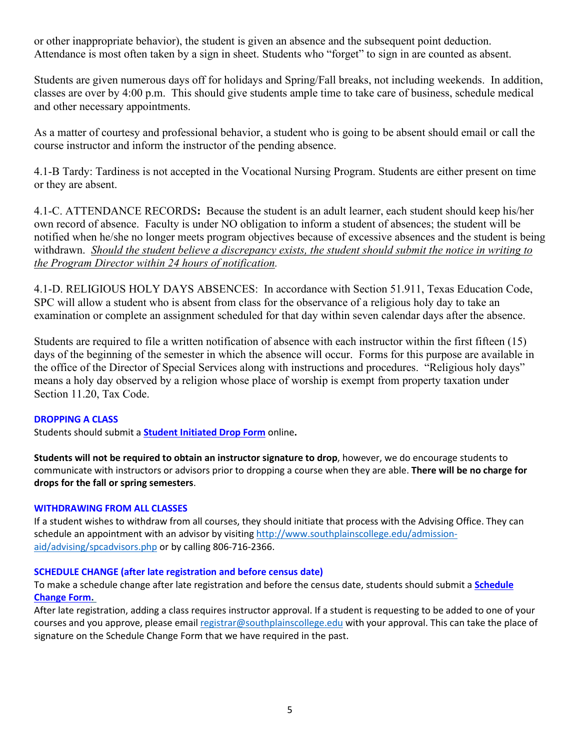or other inappropriate behavior), the student is given an absence and the subsequent point deduction. Attendance is most often taken by a sign in sheet. Students who "forget" to sign in are counted as absent.

Students are given numerous days off for holidays and Spring/Fall breaks, not including weekends. In addition, classes are over by 4:00 p.m. This should give students ample time to take care of business, schedule medical and other necessary appointments.

As a matter of courtesy and professional behavior, a student who is going to be absent should email or call the course instructor and inform the instructor of the pending absence.

4.1-B Tardy: Tardiness is not accepted in the Vocational Nursing Program. Students are either present on time or they are absent.

4.1-C. ATTENDANCE RECORDS**:** Because the student is an adult learner, each student should keep his/her own record of absence. Faculty is under NO obligation to inform a student of absences; the student will be notified when he/she no longer meets program objectives because of excessive absences and the student is being withdrawn. *Should the student believe a discrepancy exists, the student should submit the notice in writing to the Program Director within 24 hours of notification.*

4.1-D. RELIGIOUS HOLY DAYS ABSENCES: In accordance with Section 51.911, Texas Education Code, SPC will allow a student who is absent from class for the observance of a religious holy day to take an examination or complete an assignment scheduled for that day within seven calendar days after the absence.

Students are required to file a written notification of absence with each instructor within the first fifteen (15) days of the beginning of the semester in which the absence will occur. Forms for this purpose are available in the office of the Director of Special Services along with instructions and procedures. "Religious holy days" means a holy day observed by a religion whose place of worship is exempt from property taxation under Section 11.20, Tax Code.

### DROPPING A CLASS

Students should submit a **Student Initiated Drop Form** online**.**

**Students will not be required to obtain an instructor signature to drop**, however, we do encourage students to communicate with instructors or advisors prior to dropping a course when they are able. **There will be no charge for drops for the fall or spring semesters**.

### WITHDRAWING FROM ALL CLASSES

If a student wishes to withdraw from all courses, they should initiate that process with the Advising Office. They can schedule an appointment with an advisor by visiting http://www.southplainscollege.edu/admission-aid/advising/spcadvisors.php or by calling 806-716-2366.

### SCHEDULE CHANGE (after late registration and before census date)

To make a schedule change after late registration and before the census date, students should submit a **Schedule Change Form.**

After late registration, adding a class requires instructor approval. If a student is requesting to be added to one of your courses and you approve, please email registrar@southplainscollege.edu with your approval. This can take the place of signature on the Schedule Change Form that we have required in the past.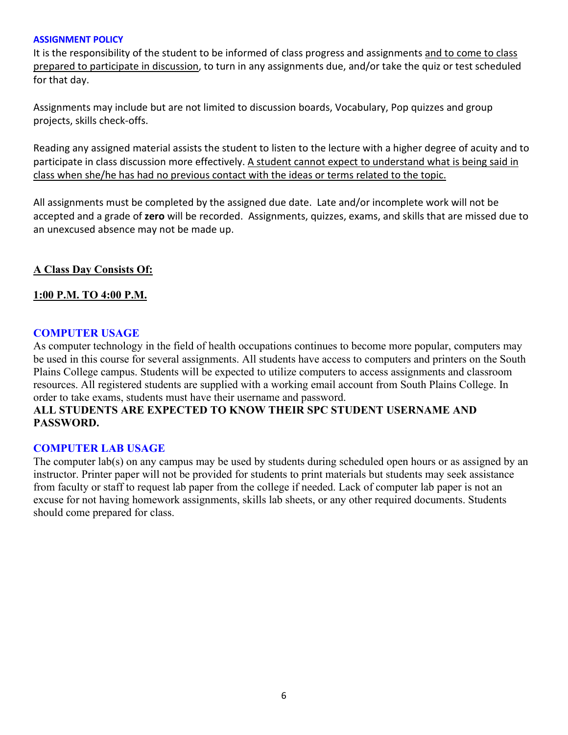## ASSIGNMENT POLICY

It is the responsibility of the student to be informed of class progress and assignments <u>and to come to class prepared to participate in discussion</u>, to turn in any assignments due, and/or take the quiz or test scheduled for that day.

Assignments may include but are not limited to discussion boards, Vocabulary, Pop quizzes and group projects, skills check-offs.

Reading any assigned material assists the student to listen to the lecture with a higher degree of acuity and to participate in class discussion more effectively. <u>A student cannot expect to understand what is being said in class when she/he has had no previous contact with the ideas or terms related to the topic.</u>

All assignments must be completed by the assigned due date. Late and/or incomplete work will not be accepted and a grade of **zero** will be recorded. Assignments, quizzes, exams, and skills that are missed due to an unexcused absence may not be made up.

**<u>A Class Day Consists Of:</u>**

**<u>1:00 P.M. TO 4:00 P.M.</u>**

## COMPUTER USAGE

As computer technology in the field of health occupations continues to become more popular, computers may be used in this course for several assignments. All students have access to computers and printers on the South Plains College campus. Students will be expected to utilize computers to access assignments and classroom resources. All registered students are supplied with a working email account from South Plains College. In order to take exams, students must have their username and password.

**ALL STUDENTS ARE EXPECTED TO KNOW THEIR SPC STUDENT USERNAME AND PASSWORD.**

## COMPUTER LAB USAGE

The computer lab(s) on any campus may be used by students during scheduled open hours or as assigned by an instructor. Printer paper will not be provided for students to print materials but students may seek assistance from faculty or staff to request lab paper from the college if needed. Lack of computer lab paper is not an excuse for not having homework assignments, skills lab sheets, or any other required documents. Students should come prepared for class.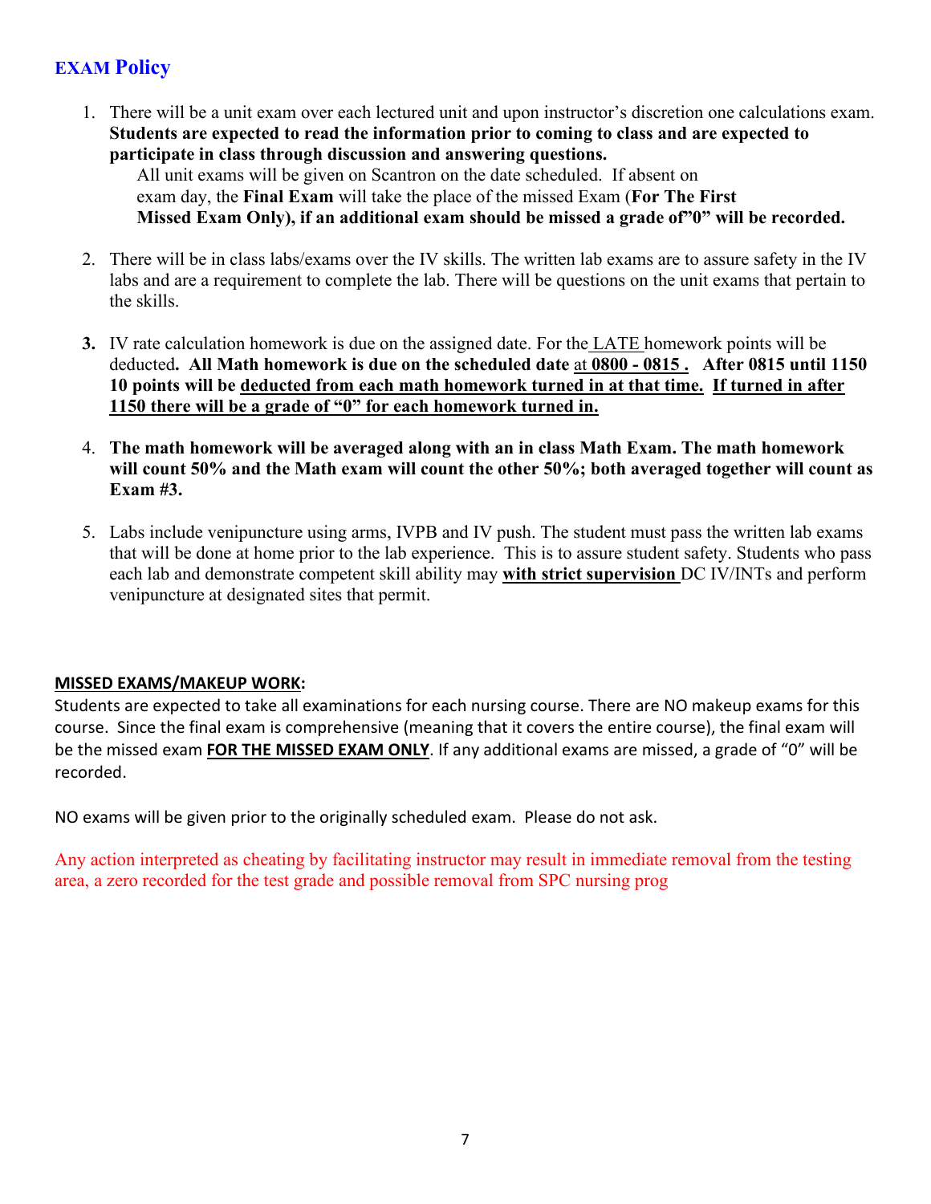## EXAM Policy

1. There will be a unit exam over each lectured unit and upon instructor's discretion one calculations exam. **Students are expected to read the information prior to coming to class and are expected to participate in class through discussion and answering questions.**
   All unit exams will be given on Scantron on the date scheduled. If absent on exam day, the **Final Exam** will take the place of the missed Exam (**For The First Missed Exam Only), if an additional exam should be missed a grade of"0" will be recorded.**

2. There will be in class labs/exams over the IV skills. The written lab exams are to assure safety in the IV labs and are a requirement to complete the lab. There will be questions on the unit exams that pertain to the skills.

3. IV rate calculation homework is due on the assigned date. For the LATE homework points will be deducted**. All Math homework is due on the scheduled date** at **0800 - 0815 . After 0815 until 1150 10 points will be deducted from each math homework turned in at that time. If turned in after 1150 there will be a grade of "0" for each homework turned in.**

4. **The math homework will be averaged along with an in class Math Exam. The math homework will count 50% and the Math exam will count the other 50%; both averaged together will count as Exam #3.**

5. Labs include venipuncture using arms, IVPB and IV push. The student must pass the written lab exams that will be done at home prior to the lab experience. This is to assure student safety. Students who pass each lab and demonstrate competent skill ability may **with strict supervision** DC IV/INTs and perform venipuncture at designated sites that permit.

**MISSED EXAMS/MAKEUP WORK:**

Students are expected to take all examinations for each nursing course. There are NO makeup exams for this course. Since the final exam is comprehensive (meaning that it covers the entire course), the final exam will be the missed exam **FOR THE MISSED EXAM ONLY**. If any additional exams are missed, a grade of "0" will be recorded.

NO exams will be given prior to the originally scheduled exam. Please do not ask.

Any action interpreted as cheating by facilitating instructor may result in immediate removal from the testing area, a zero recorded for the test grade and possible removal from SPC nursing prog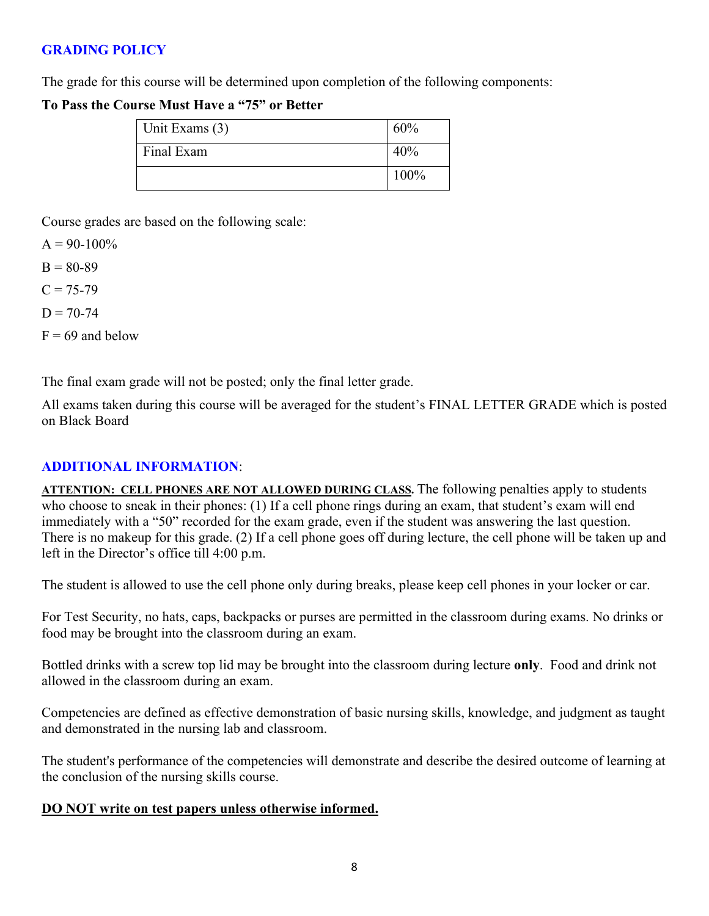## GRADING POLICY

The grade for this course will be determined upon completion of the following components:

**To Pass the Course Must Have a "75" or Better**

| Unit Exams (3) | 60% |
|---|---|
| Final Exam | 40% |
| | 100% |

Course grades are based on the following scale:

A = 90-100%

B = 80-89

C = 75-79

D = 70-74

F = 69 and below

The final exam grade will not be posted; only the final letter grade.

All exams taken during this course will be averaged for the student's FINAL LETTER GRADE which is posted on Black Board

## ADDITIONAL INFORMATION:

**ATTENTION: CELL PHONES ARE NOT ALLOWED DURING CLASS.** The following penalties apply to students who choose to sneak in their phones: (1) If a cell phone rings during an exam, that student's exam will end immediately with a "50" recorded for the exam grade, even if the student was answering the last question. There is no makeup for this grade. (2) If a cell phone goes off during lecture, the cell phone will be taken up and left in the Director's office till 4:00 p.m.

The student is allowed to use the cell phone only during breaks, please keep cell phones in your locker or car.

For Test Security, no hats, caps, backpacks or purses are permitted in the classroom during exams. No drinks or food may be brought into the classroom during an exam.

Bottled drinks with a screw top lid may be brought into the classroom during lecture **only**. Food and drink not allowed in the classroom during an exam.

Competencies are defined as effective demonstration of basic nursing skills, knowledge, and judgment as taught and demonstrated in the nursing lab and classroom.

The student's performance of the competencies will demonstrate and describe the desired outcome of learning at the conclusion of the nursing skills course.

**DO NOT write on test papers unless otherwise informed.**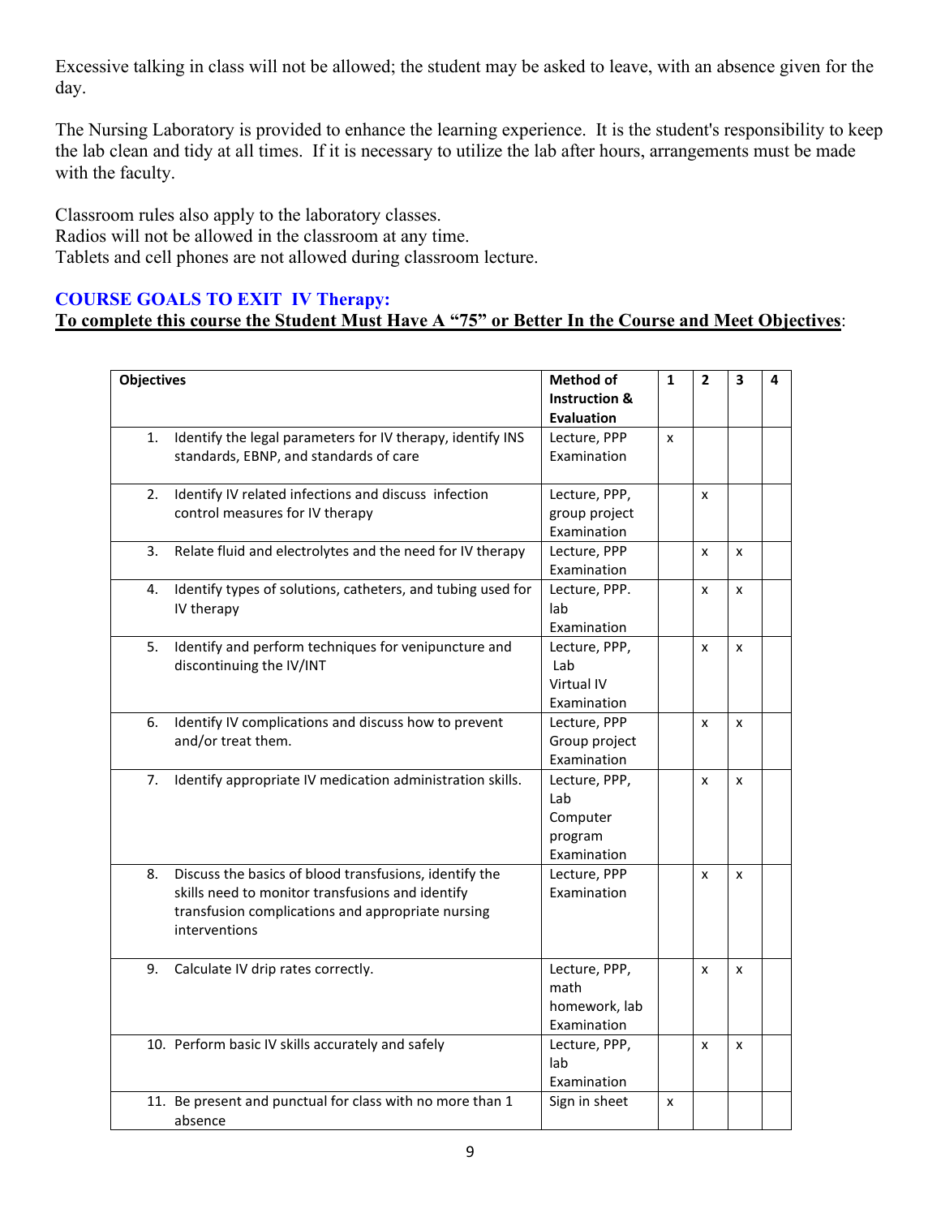Excessive talking in class will not be allowed; the student may be asked to leave, with an absence given for the day.

The Nursing Laboratory is provided to enhance the learning experience. It is the student's responsibility to keep the lab clean and tidy at all times. If it is necessary to utilize the lab after hours, arrangements must be made with the faculty.

Classroom rules also apply to the laboratory classes.
Radios will not be allowed in the classroom at any time.
Tablets and cell phones are not allowed during classroom lecture.

## COURSE GOALS TO EXIT IV Therapy:

**To complete this course the Student Must Have A "75" or Better In the Course and Meet Objectives**:

| Objectives | Method of Instruction & Evaluation | 1 | 2 | 3 | 4 |
|---|---|---|---|---|---|
| 1. Identify the legal parameters for IV therapy, identify INS standards, EBNP, and standards of care | Lecture, PPP Examination | x | | | |
| 2. Identify IV related infections and discuss infection control measures for IV therapy | Lecture, PPP, group project Examination | | x | | |
| 3. Relate fluid and electrolytes and the need for IV therapy | Lecture, PPP Examination | | x | x | |
| 4. Identify types of solutions, catheters, and tubing used for IV therapy | Lecture, PPP. lab Examination | | x | x | |
| 5. Identify and perform techniques for venipuncture and discontinuing the IV/INT | Lecture, PPP, Lab Virtual IV Examination | | x | x | |
| 6. Identify IV complications and discuss how to prevent and/or treat them. | Lecture, PPP Group project Examination | | x | x | |
| 7. Identify appropriate IV medication administration skills. | Lecture, PPP, Lab Computer program Examination | | x | x | |
| 8. Discuss the basics of blood transfusions, identify the skills need to monitor transfusions and identify transfusion complications and appropriate nursing interventions | Lecture, PPP Examination | | x | x | |
| 9. Calculate IV drip rates correctly. | Lecture, PPP, math homework, lab Examination | | x | x | |
| 10. Perform basic IV skills accurately and safely | Lecture, PPP, lab Examination | | x | x | |
| 11. Be present and punctual for class with no more than 1 absence | Sign in sheet | x | | | |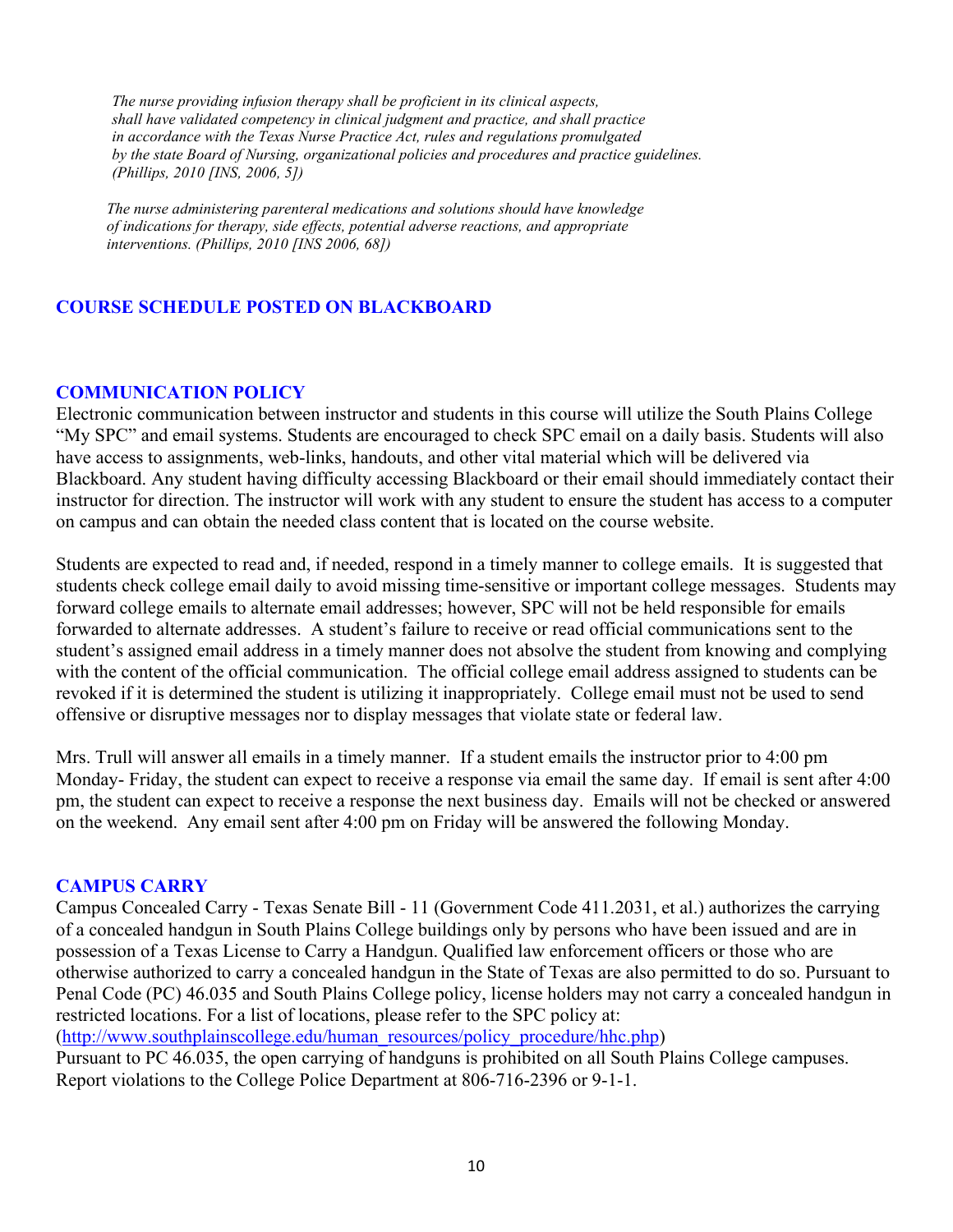*The nurse providing infusion therapy shall be proficient in its clinical aspects, shall have validated competency in clinical judgment and practice, and shall practice in accordance with the Texas Nurse Practice Act, rules and regulations promulgated by the state Board of Nursing, organizational policies and procedures and practice guidelines. (Phillips, 2010 [INS, 2006, 5])*

*The nurse administering parenteral medications and solutions should have knowledge of indications for therapy, side effects, potential adverse reactions, and appropriate interventions. (Phillips, 2010 [INS 2006, 68])*

## COURSE SCHEDULE POSTED ON BLACKBOARD

## COMMUNICATION POLICY

Electronic communication between instructor and students in this course will utilize the South Plains College "My SPC" and email systems. Students are encouraged to check SPC email on a daily basis. Students will also have access to assignments, web-links, handouts, and other vital material which will be delivered via Blackboard. Any student having difficulty accessing Blackboard or their email should immediately contact their instructor for direction. The instructor will work with any student to ensure the student has access to a computer on campus and can obtain the needed class content that is located on the course website.

Students are expected to read and, if needed, respond in a timely manner to college emails. It is suggested that students check college email daily to avoid missing time-sensitive or important college messages. Students may forward college emails to alternate email addresses; however, SPC will not be held responsible for emails forwarded to alternate addresses. A student's failure to receive or read official communications sent to the student's assigned email address in a timely manner does not absolve the student from knowing and complying with the content of the official communication. The official college email address assigned to students can be revoked if it is determined the student is utilizing it inappropriately. College email must not be used to send offensive or disruptive messages nor to display messages that violate state or federal law.

Mrs. Trull will answer all emails in a timely manner. If a student emails the instructor prior to 4:00 pm Monday- Friday, the student can expect to receive a response via email the same day. If email is sent after 4:00 pm, the student can expect to receive a response the next business day. Emails will not be checked or answered on the weekend. Any email sent after 4:00 pm on Friday will be answered the following Monday.

## CAMPUS CARRY

Campus Concealed Carry - Texas Senate Bill - 11 (Government Code 411.2031, et al.) authorizes the carrying of a concealed handgun in South Plains College buildings only by persons who have been issued and are in possession of a Texas License to Carry a Handgun. Qualified law enforcement officers or those who are otherwise authorized to carry a concealed handgun in the State of Texas are also permitted to do so. Pursuant to Penal Code (PC) 46.035 and South Plains College policy, license holders may not carry a concealed handgun in restricted locations. For a list of locations, please refer to the SPC policy at:
(http://www.southplainscollege.edu/human_resources/policy_procedure/hhc.php)
Pursuant to PC 46.035, the open carrying of handguns is prohibited on all South Plains College campuses. Report violations to the College Police Department at 806-716-2396 or 9-1-1.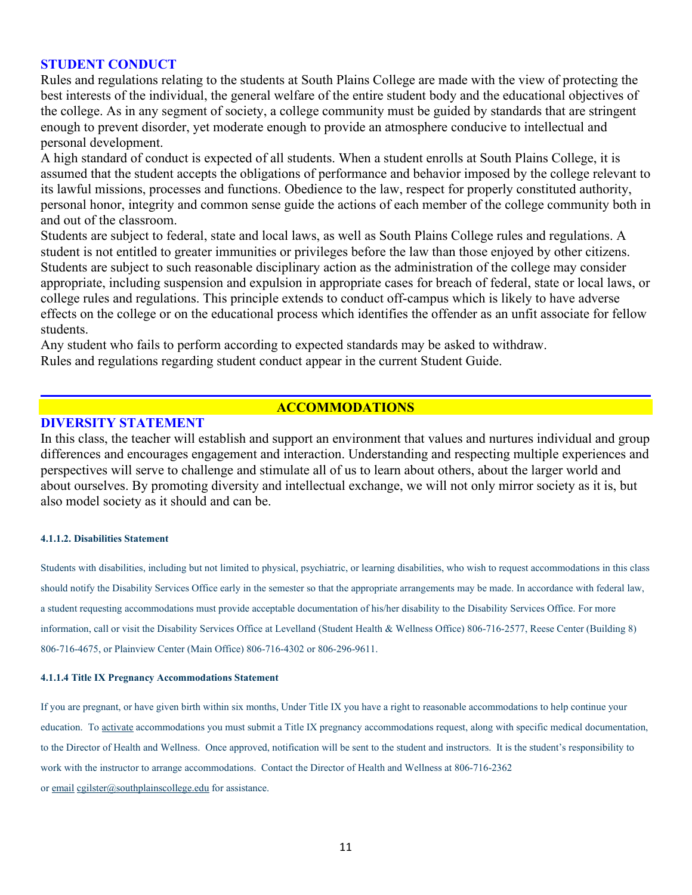## STUDENT CONDUCT

Rules and regulations relating to the students at South Plains College are made with the view of protecting the best interests of the individual, the general welfare of the entire student body and the educational objectives of the college. As in any segment of society, a college community must be guided by standards that are stringent enough to prevent disorder, yet moderate enough to provide an atmosphere conducive to intellectual and personal development.

A high standard of conduct is expected of all students. When a student enrolls at South Plains College, it is assumed that the student accepts the obligations of performance and behavior imposed by the college relevant to its lawful missions, processes and functions. Obedience to the law, respect for properly constituted authority, personal honor, integrity and common sense guide the actions of each member of the college community both in and out of the classroom.

Students are subject to federal, state and local laws, as well as South Plains College rules and regulations. A student is not entitled to greater immunities or privileges before the law than those enjoyed by other citizens. Students are subject to such reasonable disciplinary action as the administration of the college may consider appropriate, including suspension and expulsion in appropriate cases for breach of federal, state or local laws, or college rules and regulations. This principle extends to conduct off-campus which is likely to have adverse effects on the college or on the educational process which identifies the offender as an unfit associate for fellow students.

Any student who fails to perform according to expected standards may be asked to withdraw.

Rules and regulations regarding student conduct appear in the current Student Guide.

# ACCOMMODATIONS

## DIVERSITY STATEMENT

In this class, the teacher will establish and support an environment that values and nurtures individual and group differences and encourages engagement and interaction. Understanding and respecting multiple experiences and perspectives will serve to challenge and stimulate all of us to learn about others, about the larger world and about ourselves. By promoting diversity and intellectual exchange, we will not only mirror society as it is, but also model society as it should and can be.

#### 4.1.1.2. Disabilities Statement

Students with disabilities, including but not limited to physical, psychiatric, or learning disabilities, who wish to request accommodations in this class should notify the Disability Services Office early in the semester so that the appropriate arrangements may be made. In accordance with federal law, a student requesting accommodations must provide acceptable documentation of his/her disability to the Disability Services Office. For more information, call or visit the Disability Services Office at Levelland (Student Health & Wellness Office) 806-716-2577, Reese Center (Building 8) 806-716-4675, or Plainview Center (Main Office) 806-716-4302 or 806-296-9611.

#### 4.1.1.4 Title IX Pregnancy Accommodations Statement

If you are pregnant, or have given birth within six months, Under Title IX you have a right to reasonable accommodations to help continue your education. To activate accommodations you must submit a Title IX pregnancy accommodations request, along with specific medical documentation, to the Director of Health and Wellness. Once approved, notification will be sent to the student and instructors. It is the student's responsibility to work with the instructor to arrange accommodations. Contact the Director of Health and Wellness at 806-716-2362 or email cgilster@southplainscollege.edu for assistance.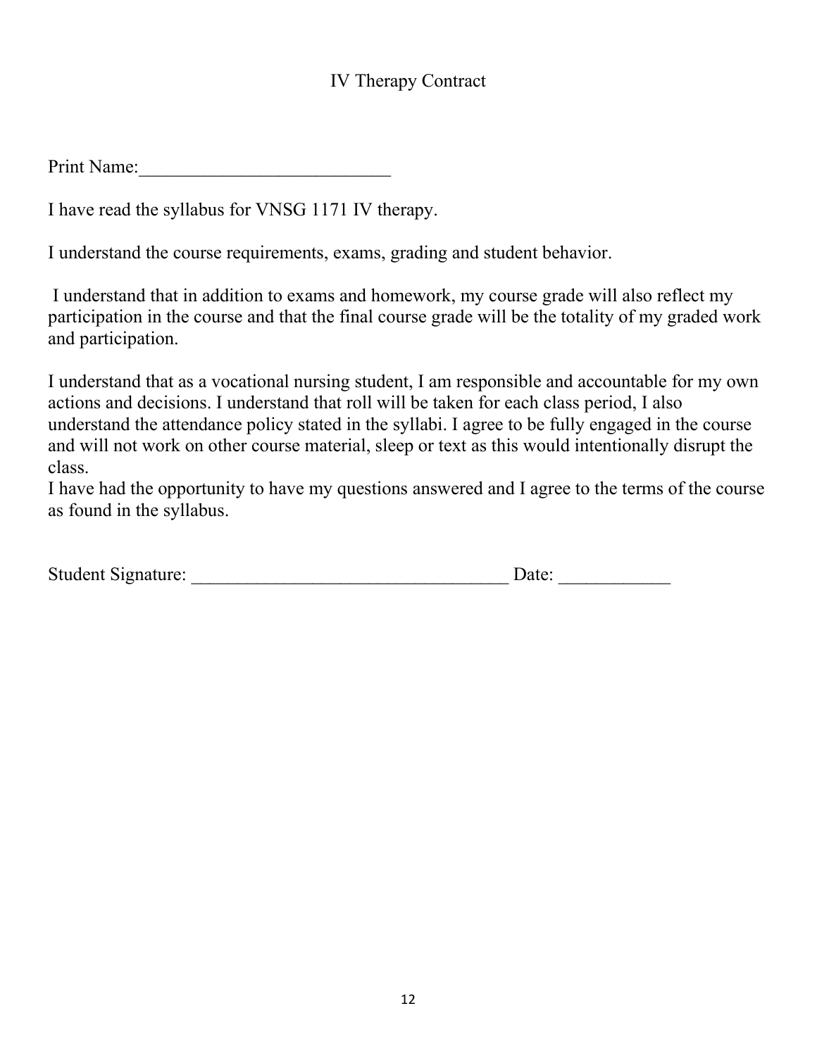# IV Therapy Contract

Print Name:___________________________

I have read the syllabus for VNSG 1171 IV therapy.

I understand the course requirements, exams, grading and student behavior.

I understand that in addition to exams and homework, my course grade will also reflect my participation in the course and that the final course grade will be the totality of my graded work and participation.

I understand that as a vocational nursing student, I am responsible and accountable for my own actions and decisions. I understand that roll will be taken for each class period, I also understand the attendance policy stated in the syllabi. I agree to be fully engaged in the course and will not work on other course material, sleep or text as this would intentionally disrupt the class.
I have had the opportunity to have my questions answered and I agree to the terms of the course as found in the syllabus.

Student Signature: __________________________________ Date: ____________